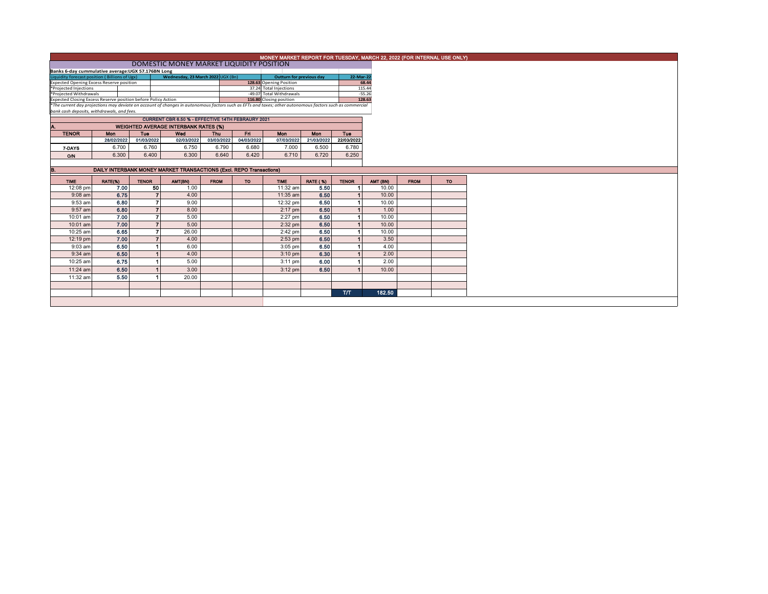# MONEY MARKET REPORT FOR TUESDAY, MARCH 22, 2022 (FOR INTERNAL USE ONLY)

## DOMESTIC MONEY MARKET LIQUIDITY POSITION

**Banks 6-day cummulative average:UGX 57.176BN Long**

| Liquidity forecast position ( Billions of Ugx) | Wednesday, 23 March 2022 UGX (Bn) | | Outturn for previous day | 22-Mar-22 |
|---|---|---|---|---|
| Expected Opening Excess Reserve position | | 128.63 | Opening Position | 68.44 |
| *Projected Injections | | 37.24 | Total Injections | 115.44 |
| *Projected Withdrawals | | -49.07 | Total Withdrawals | -55.26 |
| Expected Closing Excess Reserve position before Policy Action | | 116.80 | Closing position | 128.63 |

*The current day projections may deviate on account of changes in autonomous factors such as EFTs and taxes; other autonomous factors such as commercial bank cash deposits, withdrawals, and fees.

**CURRENT CBR 6.50 % - EFFECTIVE 14TH FEBRAURY 2021**

### A. WEIGHTED AVERAGE INTERBANK RATES (%)

| TENOR | Mon | Tue | Wed | Thu | Fri | Mon | Mon | Tue |
|---|---|---|---|---|---|---|---|---|
| | 28/02/2022 | 01/03/2022 | 02/03/2022 | 03/03/2022 | 04/03/2022 | 07/03/2022 | 21/03/2022 | 22/03/2022 |
| 7-DAYS | 6.700 | 6.760 | 6.750 | 6.790 | 6.680 | 7.000 | 6.500 | 6.780 |
| O/N | 6.300 | 6.400 | 6.300 | 6.640 | 6.420 | 6.710 | 6.720 | 6.250 |

### B. DAILY INTERBANK MONEY MARKET TRANSACTIONS (Excl. REPO Transactions)

| TIME | RATE(%) | TENOR | AMT(BN) | FROM | TO | TIME | RATE ( %) | TENOR | AMT (BN) | FROM | TO |
|---|---|---|---|---|---|---|---|---|---|---|---|
| 12:08 pm | 7.00 | 50 | 1.00 | | | 11:32 am | 5.50 | 1 | 10.00 | | |
| 9:08 am | 6.75 | 7 | 4.00 | | | 11:35 am | 6.50 | 1 | 10.00 | | |
| 9:53 am | 6.80 | 7 | 9.00 | | | 12:32 pm | 6.50 | 1 | 10.00 | | |
| 9:57 am | 6.80 | 7 | 8.00 | | | 2:17 pm | 6.50 | 1 | 1.00 | | |
| 10:01 am | 7.00 | 7 | 5.00 | | | 2:27 pm | 6.50 | 1 | 10.00 | | |
| 10:01 am | 7.00 | 7 | 5.00 | | | 2:32 pm | 6.50 | 1 | 10.00 | | |
| 10:25 am | 6.65 | 7 | 26.00 | | | 2:42 pm | 6.50 | 1 | 10.00 | | |
| 12:19 pm | 7.00 | 7 | 4.00 | | | 2:53 pm | 6.50 | 1 | 3.50 | | |
| 9:03 am | 6.50 | 1 | 6.00 | | | 3:05 pm | 6.50 | 1 | 4.00 | | |
| 9:34 am | 6.50 | 1 | 4.00 | | | 3:10 pm | 6.30 | 1 | 2.00 | | |
| 10:25 am | 6.75 | 1 | 5.00 | | | 3:11 pm | 6.00 | 1 | 2.00 | | |
| 11:24 am | 6.50 | 1 | 3.00 | | | 3:12 pm | 6.50 | 1 | 10.00 | | |
| 11:32 am | 5.50 | 1 | 20.00 | | | | | | | | |
| | | | | | | | | T/T | 182.50 | | |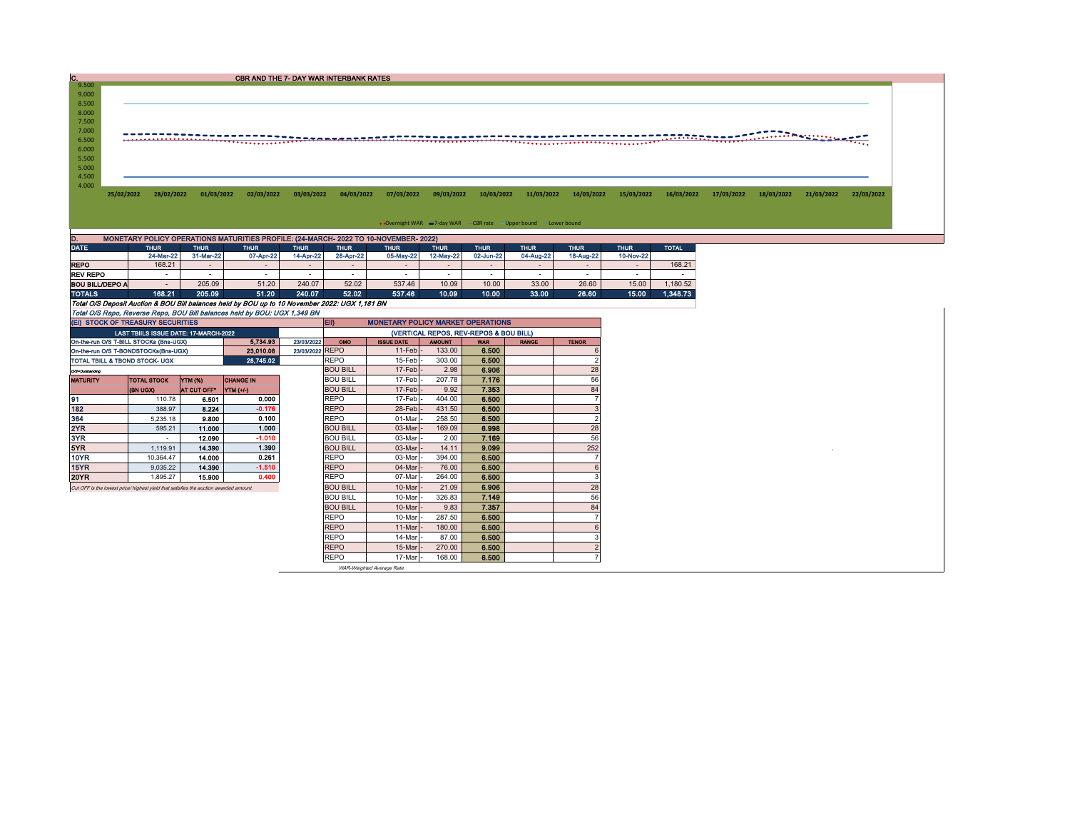## C. CBR AND THE 7- DAY WAR INTERBANK RATES

9.500
9.000
8.500
8.000
7.500
7.000
6.500
6.000
5.500
5.000
4.500
4.000

25/02/2022 28/02/2022 01/03/2022 02/03/2022 03/03/2022 04/03/2022 07/03/2022 09/03/2022 10/03/2022 11/03/2022 14/03/2022 15/03/2022 16/03/2022 17/03/2022 18/03/2022 21/03/2022 22/03/2022

Overnight WAR — 7-day WAR — CBR rate — Upper bound — Lower bound

## D. MONETARY POLICY OPERATIONS MATURITIES PROFILE: (24-MARCH- 2022 TO 10-NOVEMBER- 2022)

| DATE | THUR | THUR | THUR | THUR | THUR | THUR | THUR | THUR | THUR | THUR | THUR | TOTAL |
|---|---|---|---|---|---|---|---|---|---|---|---|---|
| | 24-Mar-22 | 31-Mar-22 | 07-Apr-22 | 14-Apr-22 | 28-Apr-22 | 05-May-22 | 12-May-22 | 02-Jun-22 | 04-Aug-22 | 18-Aug-22 | 10-Nov-22 | |
| REPO | 168.21 | - | - | - | - | - | - | - | - | - | - | 168.21 |
| REV REPO | - | - | - | - | - | - | - | - | - | - | - | - |
| BOU BILL/DEPO A | - | 205.09 | 51.20 | 240.07 | 52.02 | 537.46 | 10.09 | 10.00 | 33.00 | 26.60 | 15.00 | 1,180.52 |
| TOTALS | 168.21 | 205.09 | 51.20 | 240.07 | 52.02 | 537.46 | 10.09 | 10.00 | 33.00 | 26.60 | 15.00 | 1,348.73 |

*Total O/S Deposit Auction & BOU Bill balances held by BOU up to 10 November 2022: UGX 1,181 BN*

*Total O/S Repo, Reverse Repo, BOU Bill balances held by BOU: UGX 1,349 BN*

## (Ei) STOCK OF TREASURY SECURITIES

| LAST TBIILS ISSUE DATE: 17-MARCH-2022 | | |
|---|---|---|
| On-the-run O/S T-BILL STOCKs (Bns-UGX) | 5,734.93 | 23/03/2022 |
| On-the-run O/S T-BONDSTOCKs(Bns-UGX) | 23,010.08 | 23/03/2022 |
| TOTAL TBILL & TBOND STOCK- UGX | 28,745.02 | |

O/S=Outstanding

| MATURITY | TOTAL STOCK (BN UGX) | YTM (%) AT CUT OFF* | CHANGE IN YTM (+/-) |
|---|---|---|---|
| 91 | 110.78 | 6.501 | 0.000 |
| 182 | 388.97 | 8.224 | -0.176 |
| 364 | 5,235.18 | 9.800 | 0.100 |
| 2YR | 595.21 | 11.000 | 1.000 |
| 3YR | - | 12.090 | -1.010 |
| 5YR | 1,119.91 | 14.390 | 1.390 |
| 10YR | 10,364.47 | 14.000 | 0.261 |
| 15YR | 9,035.22 | 14.390 | -1.510 |
| 20YR | 1,895.27 | 15.900 | 0.400 |

*Cut OFF is the lowest price/ highest yield that satisfies the auction awarded amount.*

## Eii) MONETARY POLICY MARKET OPERATIONS

(VERTICAL REPOS, REV-REPOS & BOU BILL)

| OMO | ISSUE DATE | AMOUNT | WAR | RANGE | TENOR |
|---|---|---|---|---|---|
| REPO | 11-Feb | 133.00 | 6.500 | | 6 |
| REPO | 15-Feb | 303.00 | 6.500 | | 2 |
| BOU BILL | 17-Feb | 2.98 | 6.906 | | 28 |
| BOU BILL | 17-Feb | 207.78 | 7.176 | | 56 |
| BOU BILL | 17-Feb | 9.92 | 7.353 | | 84 |
| REPO | 17-Feb | 404.00 | 6.500 | | 7 |
| REPO | 28-Feb | 431.50 | 6.500 | | 3 |
| REPO | 01-Mar | 258.50 | 6.500 | | 2 |
| BOU BILL | 03-Mar | 169.09 | 6.998 | | 28 |
| BOU BILL | 03-Mar | 2.00 | 7.169 | | 56 |
| BOU BILL | 03-Mar | 14.11 | 9.099 | | 252 |
| REPO | 03-Mar | 394.00 | 6.500 | | 7 |
| REPO | 04-Mar | 76.00 | 6.500 | | 6 |
| REPO | 07-Mar | 264.00 | 6.500 | | 3 |
| BOU BILL | 10-Mar | 21.09 | 6.906 | | 28 |
| BOU BILL | 10-Mar | 326.83 | 7.149 | | 56 |
| BOU BILL | 10-Mar | 9.83 | 7.357 | | 84 |
| REPO | 10-Mar | 287.50 | 6.500 | | 7 |
| REPO | 11-Mar | 180.00 | 6.500 | | 6 |
| REPO | 14-Mar | 87.00 | 6.500 | | 3 |
| REPO | 15-Mar | 270.00 | 6.500 | | 2 |
| REPO | 17-Mar | 168.00 | 6.500 | | 7 |

*WAR-Weighted Average Rate*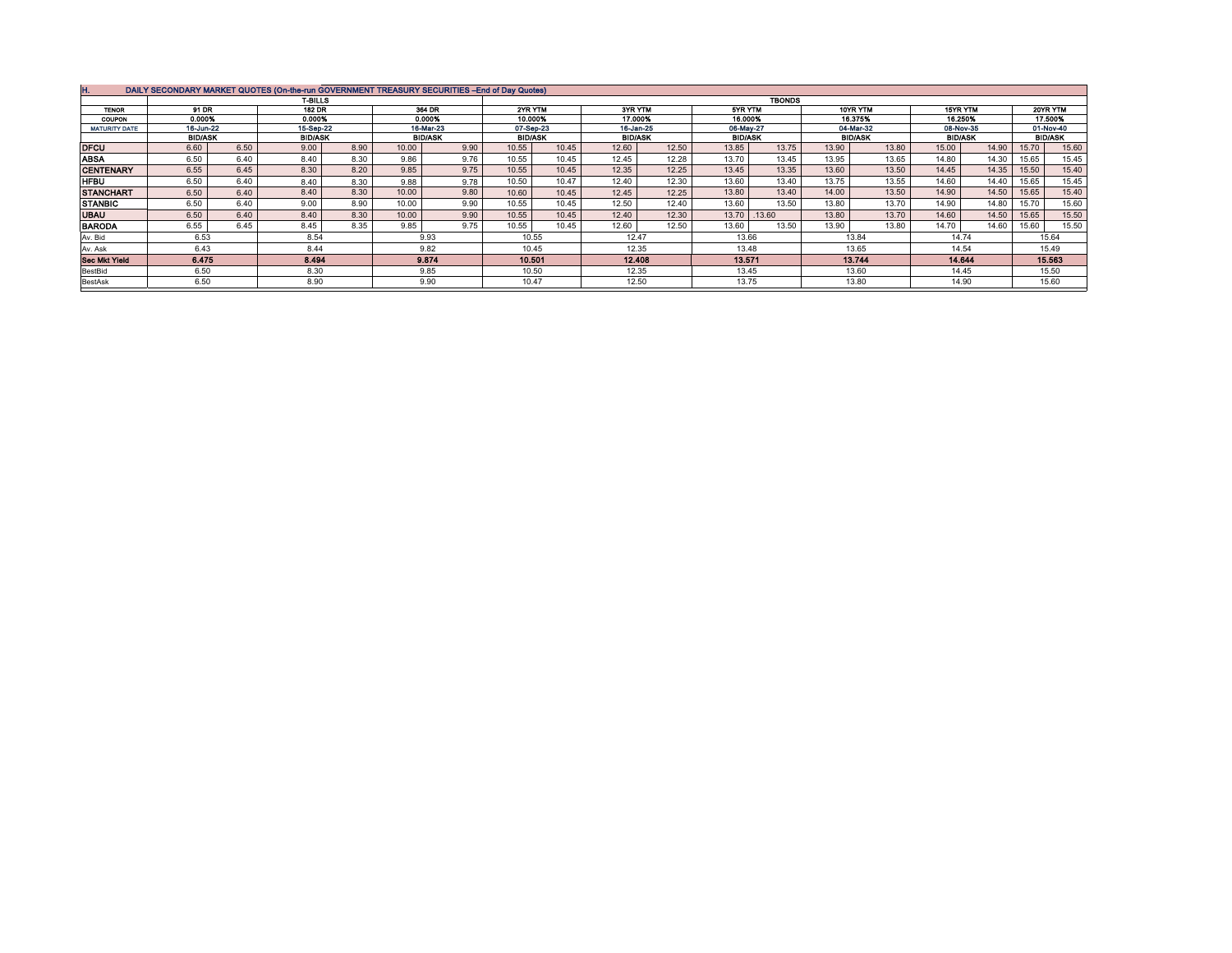| H. DAILY SECONDARY MARKET QUOTES (On-the-run GOVERNMENT TREASURY SECURITIES –End of Day Quotes) | | | | | | | | | | | | | | | | | | |
|---|---|---|---|---|---|---|---|---|---|---|---|---|---|---|---|---|---|---|
| | T-BILLS | | | | | | TBONDS | | | | | | | | | | | |
| TENOR | 91 DR | | 182 DR | | 364 DR | | 2YR YTM | | 3YR YTM | | 5YR YTM | | 10YR YTM | | 15YR YTM | | 20YR YTM | |
| COUPON | 0.000% | | 0.000% | | 0.000% | | 10.000% | | 17.000% | | 16.000% | | 16.375% | | 16.250% | | 17.500% | |
| MATURITY DATE | 16-Jun-22 | | 15-Sep-22 | | 16-Mar-23 | | 07-Sep-23 | | 16-Jan-25 | | 06-May-27 | | 04-Mar-32 | | 08-Nov-35 | | 01-Nov-40 | |
| | BID/ASK | | BID/ASK | | BID/ASK | | BID/ASK | | BID/ASK | | BID/ASK | | BID/ASK | | BID/ASK | | BID/ASK | |
| **DFCU** | 6.60 | 6.50 | 9.00 | 8.90 | 10.00 | 9.90 | 10.55 | 10.45 | 12.60 | 12.50 | 13.85 | 13.75 | 13.90 | 13.80 | 15.00 | 14.90 | 15.70 | 15.60 |
| **ABSA** | 6.50 | 6.40 | 8.40 | 8.30 | 9.86 | 9.76 | 10.55 | 10.45 | 12.45 | 12.28 | 13.70 | 13.45 | 13.95 | 13.65 | 14.80 | 14.30 | 15.65 | 15.45 |
| **CENTENARY** | 6.55 | 6.45 | 8.30 | 8.20 | 9.85 | 9.75 | 10.55 | 10.45 | 12.35 | 12.25 | 13.45 | 13.35 | 13.60 | 13.50 | 14.45 | 14.35 | 15.50 | 15.40 |
| **HFBU** | 6.50 | 6.40 | 8.40 | 8.30 | 9.88 | 9.78 | 10.50 | 10.47 | 12.40 | 12.30 | 13.60 | 13.40 | 13.75 | 13.55 | 14.60 | 14.40 | 15.65 | 15.45 |
| **STANCHART** | 6.50 | 6.40 | 8.40 | 8.30 | 10.00 | 9.80 | 10.60 | 10.45 | 12.45 | 12.25 | 13.80 | 13.40 | 14.00 | 13.50 | 14.90 | 14.50 | 15.65 | 15.40 |
| **STANBIC** | 6.50 | 6.40 | 9.00 | 8.90 | 10.00 | 9.90 | 10.55 | 10.45 | 12.50 | 12.40 | 13.60 | 13.50 | 13.80 | 13.70 | 14.90 | 14.80 | 15.70 | 15.60 |
| **UBAU** | 6.50 | 6.40 | 8.40 | 8.30 | 10.00 | 9.90 | 10.55 | 10.45 | 12.40 | 12.30 | 13.70 | .13.60 | 13.80 | 13.70 | 14.60 | 14.50 | 15.65 | 15.50 |
| **BARODA** | 6.55 | 6.45 | 8.45 | 8.35 | 9.85 | 9.75 | 10.55 | 10.45 | 12.60 | 12.50 | 13.60 | 13.50 | 13.90 | 13.80 | 14.70 | 14.60 | 15.60 | 15.50 |
| Av. Bid | 6.53 | | 8.54 | | 9.93 | | 10.55 | | 12.47 | | 13.66 | | 13.84 | | 14.74 | | 15.64 | |
| Av. Ask | 6.43 | | 8.44 | | 9.82 | | 10.45 | | 12.35 | | 13.48 | | 13.65 | | 14.54 | | 15.49 | |
| **Sec Mkt Yield** | **6.475** | | **8.494** | | **9.874** | | **10.501** | | **12.408** | | **13.571** | | **13.744** | | **14.644** | | **15.563** | |
| BestBid | 6.50 | | 8.30 | | 9.85 | | 10.50 | | 12.35 | | 13.45 | | 13.60 | | 14.45 | | 15.50 | |
| BestAsk | 6.50 | | 8.90 | | 9.90 | | 10.47 | | 12.50 | | 13.75 | | 13.80 | | 14.90 | | 15.60 | |